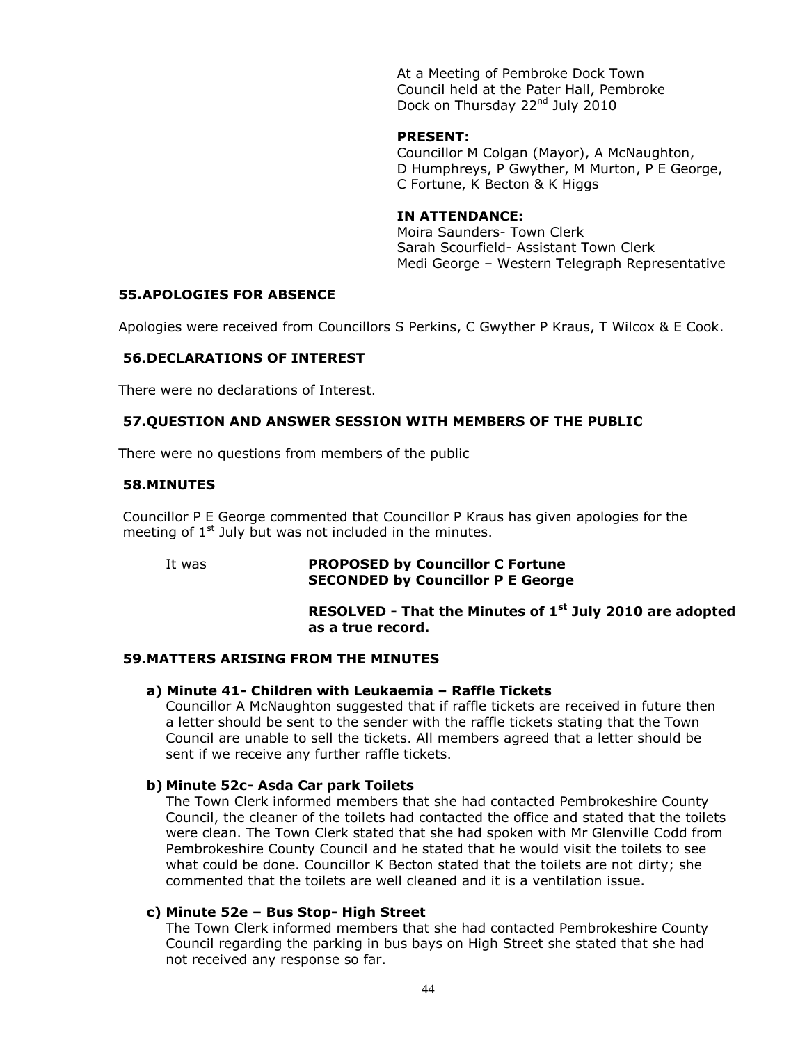At a Meeting of Pembroke Dock Town Council held at the Pater Hall, Pembroke Dock on Thursday 22nd July 2010

**PRESENT:**
Councillor M Colgan (Mayor), A McNaughton, D Humphreys, P Gwyther, M Murton, P E George, C Fortune, K Becton & K Higgs

**IN ATTENDANCE:**
Moira Saunders- Town Clerk
Sarah Scourfield- Assistant Town Clerk
Medi George – Western Telegraph Representative

## 55.APOLOGIES FOR ABSENCE

Apologies were received from Councillors S Perkins, C Gwyther P Kraus, T Wilcox & E Cook.

## 56.DECLARATIONS OF INTEREST

There were no declarations of Interest.

## 57.QUESTION AND ANSWER SESSION WITH MEMBERS OF THE PUBLIC

There were no questions from members of the public

## 58.MINUTES

Councillor P E George commented that Councillor P Kraus has given apologies for the meeting of 1st July but was not included in the minutes.

It was **PROPOSED by Councillor C Fortune**
**SECONDED by Councillor P E George**

**RESOLVED - That the Minutes of 1st July 2010 are adopted as a true record.**

## 59.MATTERS ARISING FROM THE MINUTES

**a) Minute 41- Children with Leukaemia – Raffle Tickets**
Councillor A McNaughton suggested that if raffle tickets are received in future then a letter should be sent to the sender with the raffle tickets stating that the Town Council are unable to sell the tickets. All members agreed that a letter should be sent if we receive any further raffle tickets.

**b) Minute 52c- Asda Car park Toilets**
The Town Clerk informed members that she had contacted Pembrokeshire County Council, the cleaner of the toilets had contacted the office and stated that the toilets were clean. The Town Clerk stated that she had spoken with Mr Glenville Codd from Pembrokeshire County Council and he stated that he would visit the toilets to see what could be done. Councillor K Becton stated that the toilets are not dirty; she commented that the toilets are well cleaned and it is a ventilation issue.

**c) Minute 52e – Bus Stop- High Street**
The Town Clerk informed members that she had contacted Pembrokeshire County Council regarding the parking in bus bays on High Street she stated that she had not received any response so far.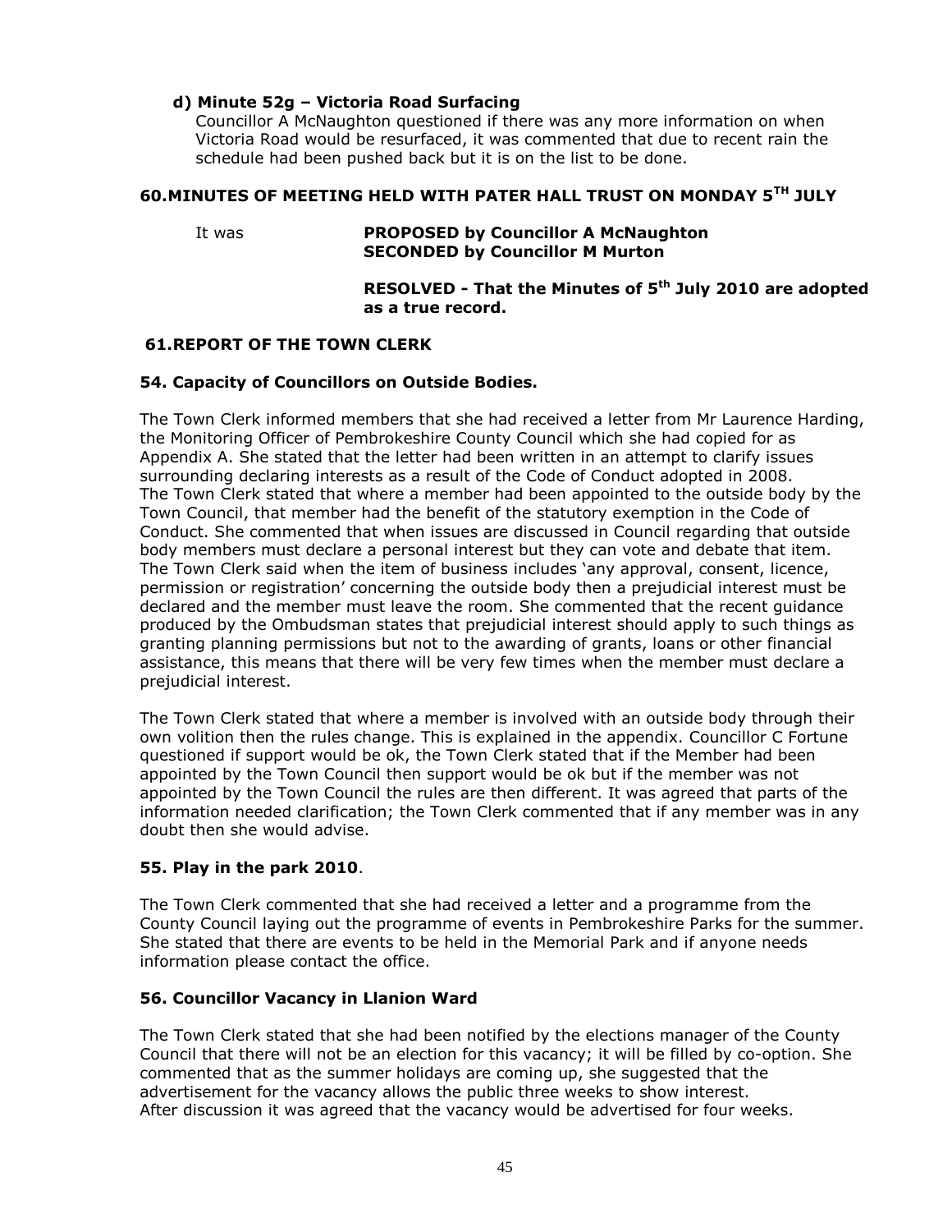### d) Minute 52g – Victoria Road Surfacing

Councillor A McNaughton questioned if there was any more information on when Victoria Road would be resurfaced, it was commented that due to recent rain the schedule had been pushed back but it is on the list to be done.

## 60.MINUTES OF MEETING HELD WITH PATER HALL TRUST ON MONDAY 5TH JULY

It was **PROPOSED by Councillor A McNaughton**
**SECONDED by Councillor M Murton**

**RESOLVED - That the Minutes of 5th July 2010 are adopted as a true record.**

## 61.REPORT OF THE TOWN CLERK

### 54. Capacity of Councillors on Outside Bodies.

The Town Clerk informed members that she had received a letter from Mr Laurence Harding, the Monitoring Officer of Pembrokeshire County Council which she had copied for as Appendix A. She stated that the letter had been written in an attempt to clarify issues surrounding declaring interests as a result of the Code of Conduct adopted in 2008.
The Town Clerk stated that where a member had been appointed to the outside body by the Town Council, that member had the benefit of the statutory exemption in the Code of Conduct. She commented that when issues are discussed in Council regarding that outside body members must declare a personal interest but they can vote and debate that item. The Town Clerk said when the item of business includes 'any approval, consent, licence, permission or registration' concerning the outside body then a prejudicial interest must be declared and the member must leave the room. She commented that the recent guidance produced by the Ombudsman states that prejudicial interest should apply to such things as granting planning permissions but not to the awarding of grants, loans or other financial assistance, this means that there will be very few times when the member must declare a prejudicial interest.

The Town Clerk stated that where a member is involved with an outside body through their own volition then the rules change. This is explained in the appendix. Councillor C Fortune questioned if support would be ok, the Town Clerk stated that if the Member had been appointed by the Town Council then support would be ok but if the member was not appointed by the Town Council the rules are then different. It was agreed that parts of the information needed clarification; the Town Clerk commented that if any member was in any doubt then she would advise.

### 55. Play in the park 2010.

The Town Clerk commented that she had received a letter and a programme from the County Council laying out the programme of events in Pembrokeshire Parks for the summer. She stated that there are events to be held in the Memorial Park and if anyone needs information please contact the office.

### 56. Councillor Vacancy in Llanion Ward

The Town Clerk stated that she had been notified by the elections manager of the County Council that there will not be an election for this vacancy; it will be filled by co-option. She commented that as the summer holidays are coming up, she suggested that the advertisement for the vacancy allows the public three weeks to show interest.
After discussion it was agreed that the vacancy would be advertised for four weeks.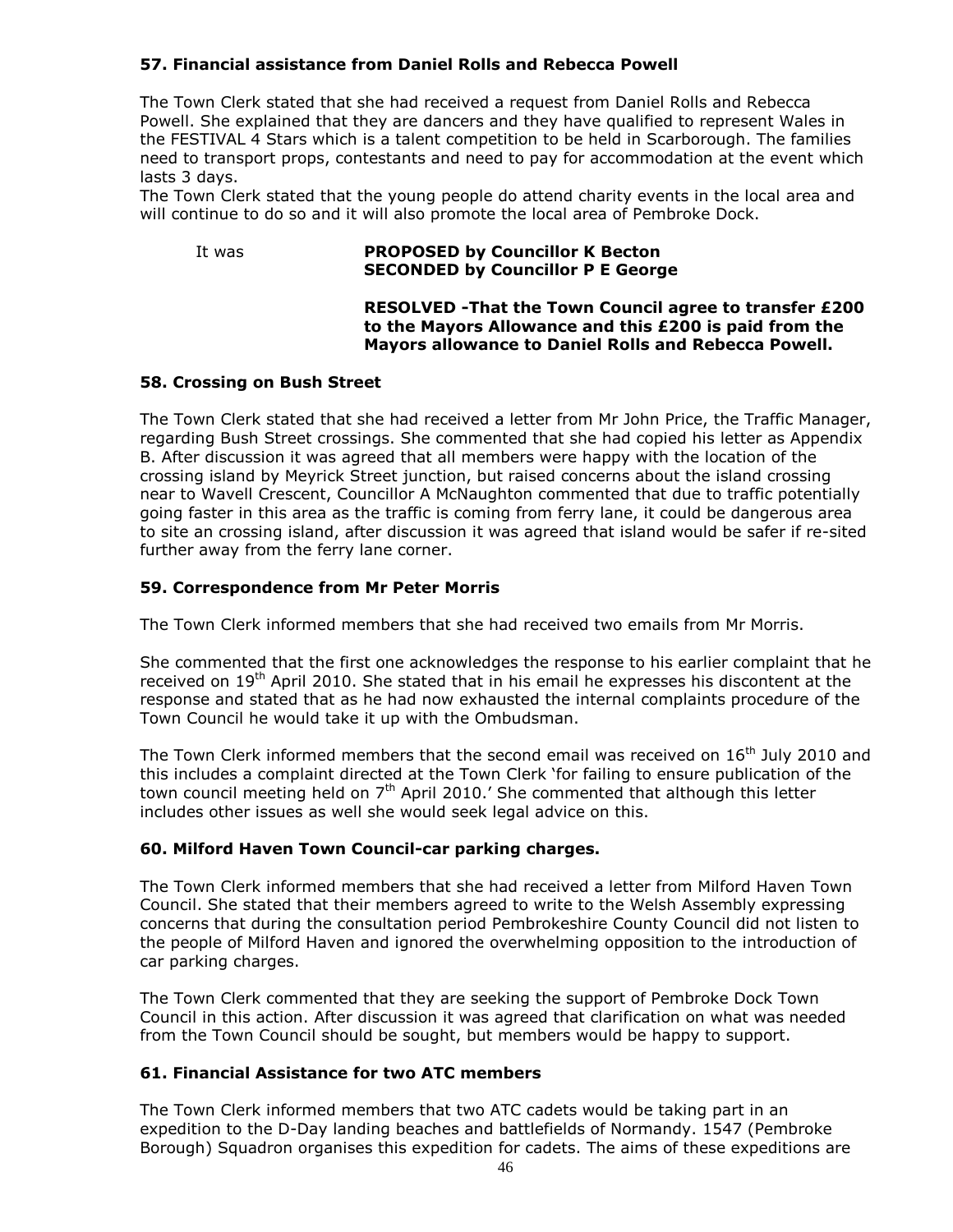### 57. Financial assistance from Daniel Rolls and Rebecca Powell

The Town Clerk stated that she had received a request from Daniel Rolls and Rebecca Powell. She explained that they are dancers and they have qualified to represent Wales in the FESTIVAL 4 Stars which is a talent competition to be held in Scarborough. The families need to transport props, contestants and need to pay for accommodation at the event which lasts 3 days.
The Town Clerk stated that the young people do attend charity events in the local area and will continue to do so and it will also promote the local area of Pembroke Dock.

It was **PROPOSED by Councillor K Becton**
**SECONDED by Councillor P E George**

**RESOLVED -That the Town Council agree to transfer £200 to the Mayors Allowance and this £200 is paid from the Mayors allowance to Daniel Rolls and Rebecca Powell.**

### 58. Crossing on Bush Street

The Town Clerk stated that she had received a letter from Mr John Price, the Traffic Manager, regarding Bush Street crossings. She commented that she had copied his letter as Appendix B. After discussion it was agreed that all members were happy with the location of the crossing island by Meyrick Street junction, but raised concerns about the island crossing near to Wavell Crescent, Councillor A McNaughton commented that due to traffic potentially going faster in this area as the traffic is coming from ferry lane, it could be dangerous area to site an crossing island, after discussion it was agreed that island would be safer if re-sited further away from the ferry lane corner.

### 59. Correspondence from Mr Peter Morris

The Town Clerk informed members that she had received two emails from Mr Morris.

She commented that the first one acknowledges the response to his earlier complaint that he received on 19th April 2010. She stated that in his email he expresses his discontent at the response and stated that as he had now exhausted the internal complaints procedure of the Town Council he would take it up with the Ombudsman.

The Town Clerk informed members that the second email was received on 16th July 2010 and this includes a complaint directed at the Town Clerk 'for failing to ensure publication of the town council meeting held on 7th April 2010.' She commented that although this letter includes other issues as well she would seek legal advice on this.

### 60. Milford Haven Town Council-car parking charges.

The Town Clerk informed members that she had received a letter from Milford Haven Town Council. She stated that their members agreed to write to the Welsh Assembly expressing concerns that during the consultation period Pembrokeshire County Council did not listen to the people of Milford Haven and ignored the overwhelming opposition to the introduction of car parking charges.

The Town Clerk commented that they are seeking the support of Pembroke Dock Town Council in this action. After discussion it was agreed that clarification on what was needed from the Town Council should be sought, but members would be happy to support.

### 61. Financial Assistance for two ATC members

The Town Clerk informed members that two ATC cadets would be taking part in an expedition to the D-Day landing beaches and battlefields of Normandy. 1547 (Pembroke Borough) Squadron organises this expedition for cadets. The aims of these expeditions are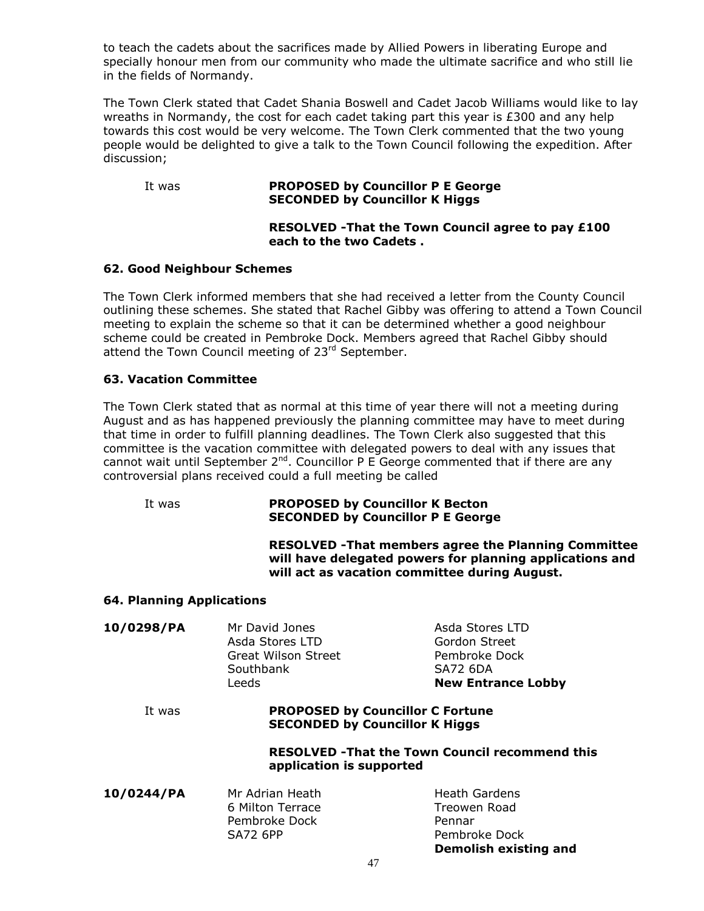to teach the cadets about the sacrifices made by Allied Powers in liberating Europe and specially honour men from our community who made the ultimate sacrifice and who still lie in the fields of Normandy.

The Town Clerk stated that Cadet Shania Boswell and Cadet Jacob Williams would like to lay wreaths in Normandy, the cost for each cadet taking part this year is £300 and any help towards this cost would be very welcome. The Town Clerk commented that the two young people would be delighted to give a talk to the Town Council following the expedition. After discussion;

It was **PROPOSED by Councillor P E George**
**SECONDED by Councillor K Higgs**

**RESOLVED -That the Town Council agree to pay £100 each to the two Cadets .**

### 62. Good Neighbour Schemes

The Town Clerk informed members that she had received a letter from the County Council outlining these schemes. She stated that Rachel Gibby was offering to attend a Town Council meeting to explain the scheme so that it can be determined whether a good neighbour scheme could be created in Pembroke Dock. Members agreed that Rachel Gibby should attend the Town Council meeting of 23rd September.

### 63. Vacation Committee

The Town Clerk stated that as normal at this time of year there will not a meeting during August and as has happened previously the planning committee may have to meet during that time in order to fulfill planning deadlines. The Town Clerk also suggested that this committee is the vacation committee with delegated powers to deal with any issues that cannot wait until September 2nd. Councillor P E George commented that if there are any controversial plans received could a full meeting be called

It was **PROPOSED by Councillor K Becton**
**SECONDED by Councillor P E George**

**RESOLVED -That members agree the Planning Committee will have delegated powers for planning applications and will act as vacation committee during August.**

### 64. Planning Applications

| | | |
|---|---|---|
| **10/0298/PA** | Mr David Jones<br>Asda Stores LTD<br>Great Wilson Street<br>Southbank<br>Leeds | Asda Stores LTD<br>Gordon Street<br>Pembroke Dock<br>SA72 6DA<br>**New Entrance Lobby** |

It was **PROPOSED by Councillor C Fortune**
**SECONDED by Councillor K Higgs**

**RESOLVED -That the Town Council recommend this application is supported**

| | | |
|---|---|---|
| **10/0244/PA** | Mr Adrian Heath<br>6 Milton Terrace<br>Pembroke Dock<br>SA72 6PP | Heath Gardens<br>Treowen Road<br>Pennar<br>Pembroke Dock<br>**Demolish existing and** |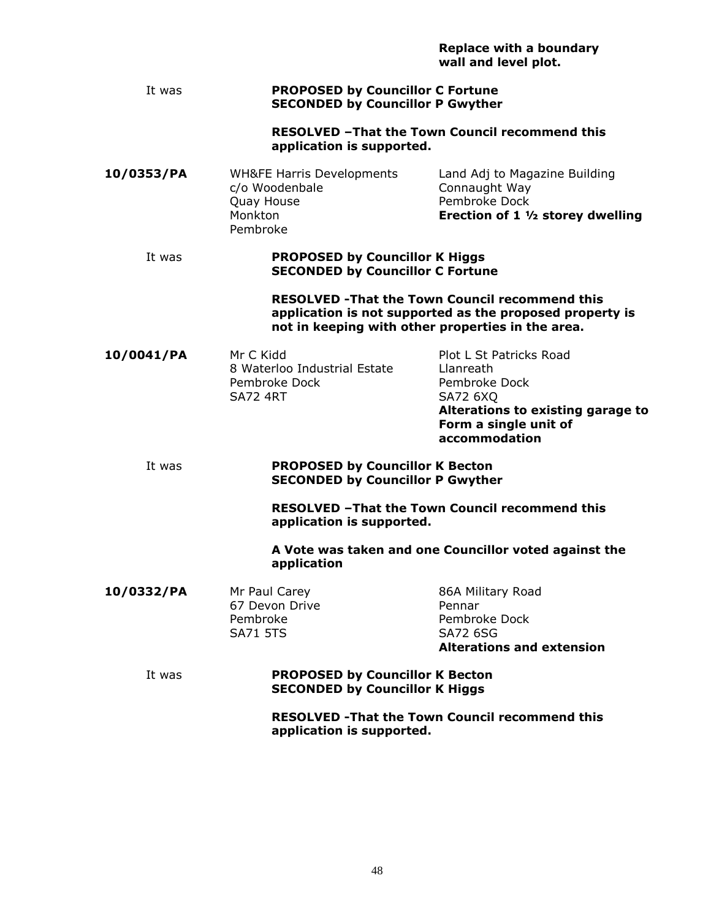**Replace with a boundary wall and level plot.**

It was **PROPOSED by Councillor C Fortune**
**SECONDED by Councillor P Gwyther**

**RESOLVED –That the Town Council recommend this application is supported.**

| | | |
|---|---|---|
| **10/0353/PA** | WH&FE Harris Developments<br>c/o Woodenbale<br>Quay House<br>Monkton<br>Pembroke | Land Adj to Magazine Building<br>Connaught Way<br>Pembroke Dock<br>**Erection of 1 ½ storey dwelling** |

It was **PROPOSED by Councillor K Higgs**
**SECONDED by Councillor C Fortune**

**RESOLVED -That the Town Council recommend this application is not supported as the proposed property is not in keeping with other properties in the area.**

| | | |
|---|---|---|
| **10/0041/PA** | Mr C Kidd<br>8 Waterloo Industrial Estate<br>Pembroke Dock<br>SA72 4RT | Plot L St Patricks Road<br>Llanreath<br>Pembroke Dock<br>SA72 6XQ<br>**Alterations to existing garage to Form a single unit of accommodation** |

It was **PROPOSED by Councillor K Becton**
**SECONDED by Councillor P Gwyther**

**RESOLVED –That the Town Council recommend this application is supported.**

**A Vote was taken and one Councillor voted against the application**

| | | |
|---|---|---|
| **10/0332/PA** | Mr Paul Carey<br>67 Devon Drive<br>Pembroke<br>SA71 5TS | 86A Military Road<br>Pennar<br>Pembroke Dock<br>SA72 6SG<br>**Alterations and extension** |

It was **PROPOSED by Councillor K Becton**
**SECONDED by Councillor K Higgs**

**RESOLVED -That the Town Council recommend this application is supported.**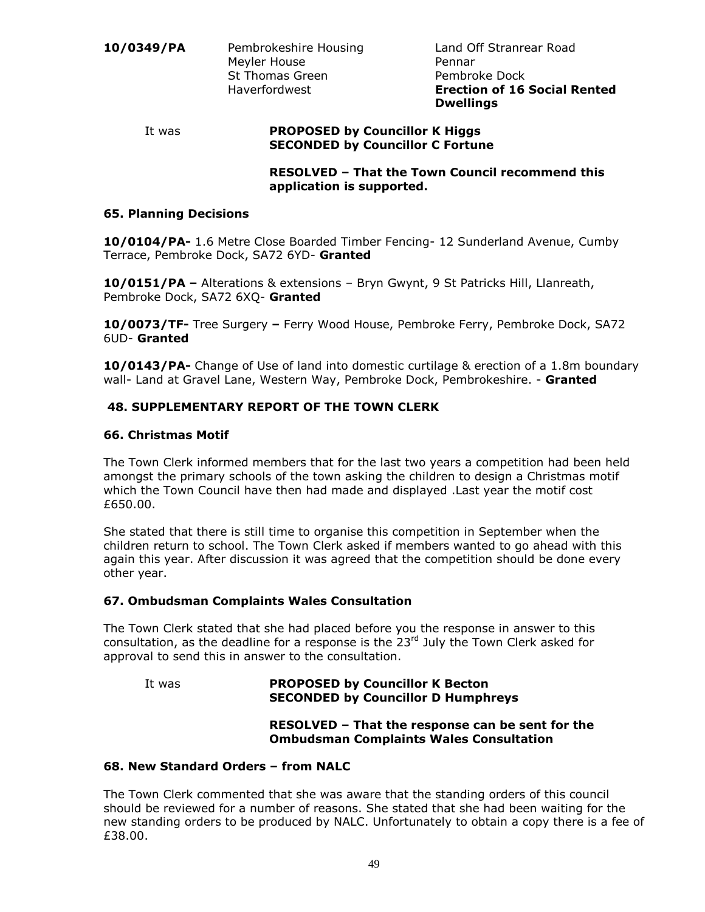**10/0349/PA** Pembrokeshire Housing, Meyler House, St Thomas Green, Haverfordwest — Land Off Stranrear Road, Pennar, Pembroke Dock, **Erection of 16 Social Rented Dwellings**

It was **PROPOSED by Councillor K Higgs**
**SECONDED by Councillor C Fortune**

**RESOLVED – That the Town Council recommend this application is supported.**

### 65. Planning Decisions

**10/0104/PA-** 1.6 Metre Close Boarded Timber Fencing- 12 Sunderland Avenue, Cumby Terrace, Pembroke Dock, SA72 6YD- **Granted**

**10/0151/PA –** Alterations & extensions – Bryn Gwynt, 9 St Patricks Hill, Llanreath, Pembroke Dock, SA72 6XQ- **Granted**

**10/0073/TF-** Tree Surgery **–** Ferry Wood House, Pembroke Ferry, Pembroke Dock, SA72 6UD- **Granted**

**10/0143/PA-** Change of Use of land into domestic curtilage & erection of a 1.8m boundary wall- Land at Gravel Lane, Western Way, Pembroke Dock, Pembrokeshire. - **Granted**

## 48. SUPPLEMENTARY REPORT OF THE TOWN CLERK

### 66. Christmas Motif

The Town Clerk informed members that for the last two years a competition had been held amongst the primary schools of the town asking the children to design a Christmas motif which the Town Council have then had made and displayed .Last year the motif cost £650.00.

She stated that there is still time to organise this competition in September when the children return to school. The Town Clerk asked if members wanted to go ahead with this again this year. After discussion it was agreed that the competition should be done every other year.

### 67. Ombudsman Complaints Wales Consultation

The Town Clerk stated that she had placed before you the response in answer to this consultation, as the deadline for a response is the 23rd July the Town Clerk asked for approval to send this in answer to the consultation.

It was **PROPOSED by Councillor K Becton**
**SECONDED by Councillor D Humphreys**

**RESOLVED – That the response can be sent for the Ombudsman Complaints Wales Consultation**

### 68. New Standard Orders – from NALC

The Town Clerk commented that she was aware that the standing orders of this council should be reviewed for a number of reasons. She stated that she had been waiting for the new standing orders to be produced by NALC. Unfortunately to obtain a copy there is a fee of £38.00.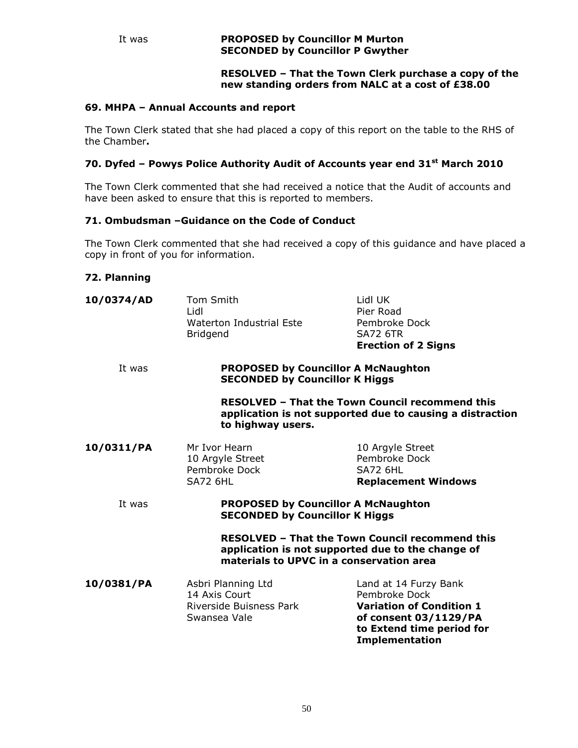It was **PROPOSED by Councillor M Murton**
**SECONDED by Councillor P Gwyther**

**RESOLVED – That the Town Clerk purchase a copy of the new standing orders from NALC at a cost of £38.00**

### 69. MHPA – Annual Accounts and report

The Town Clerk stated that she had placed a copy of this report on the table to the RHS of the Chamber**.**

### 70. Dyfed – Powys Police Authority Audit of Accounts year end 31st March 2010

The Town Clerk commented that she had received a notice that the Audit of accounts and have been asked to ensure that this is reported to members.

### 71. Ombudsman –Guidance on the Code of Conduct

The Town Clerk commented that she had received a copy of this guidance and have placed a copy in front of you for information.

### 72. Planning

**10/0374/AD**

Tom Smith
Lidl
Waterton Industrial Este
Bridgend

Lidl UK
Pier Road
Pembroke Dock
SA72 6TR
**Erection of 2 Signs**

It was **PROPOSED by Councillor A McNaughton**
**SECONDED by Councillor K Higgs**

**RESOLVED – That the Town Council recommend this application is not supported due to causing a distraction to highway users.**

**10/0311/PA**

Mr Ivor Hearn
10 Argyle Street
Pembroke Dock
SA72 6HL

10 Argyle Street
Pembroke Dock
SA72 6HL
**Replacement Windows**

It was **PROPOSED by Councillor A McNaughton**
**SECONDED by Councillor K Higgs**

**RESOLVED – That the Town Council recommend this application is not supported due to the change of materials to UPVC in a conservation area**

**10/0381/PA**

Asbri Planning Ltd
14 Axis Court
Riverside Buisness Park
Swansea Vale

Land at 14 Furzy Bank
Pembroke Dock
**Variation of Condition 1 of consent 03/1129/PA to Extend time period for Implementation**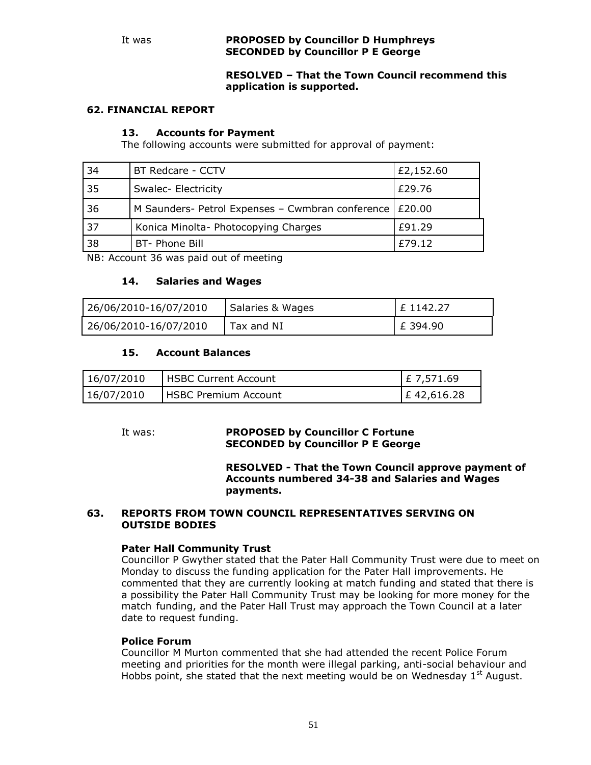It was **PROPOSED by Councillor D Humphreys**
**SECONDED by Councillor P E George**

**RESOLVED – That the Town Council recommend this application is supported.**

## 62. FINANCIAL REPORT

### 13. Accounts for Payment

The following accounts were submitted for approval of payment:

| | | |
|---|---|---|
| 34 | BT Redcare - CCTV | £2,152.60 |
| 35 | Swalec- Electricity | £29.76 |
| 36 | M Saunders- Petrol Expenses – Cwmbran conference | £20.00 |
| 37 | Konica Minolta- Photocopying Charges | £91.29 |
| 38 | BT- Phone Bill | £79.12 |

NB: Account 36 was paid out of meeting

### 14. Salaries and Wages

| | | |
|---|---|---|
| 26/06/2010-16/07/2010 | Salaries & Wages | £ 1142.27 |
| 26/06/2010-16/07/2010 | Tax and NI | £ 394.90 |

### 15. Account Balances

| | | |
|---|---|---|
| 16/07/2010 | HSBC Current Account | £ 7,571.69 |
| 16/07/2010 | HSBC Premium Account | £ 42,616.28 |

It was: **PROPOSED by Councillor C Fortune**
**SECONDED by Councillor P E George**

**RESOLVED - That the Town Council approve payment of Accounts numbered 34-38 and Salaries and Wages payments.**

## 63. REPORTS FROM TOWN COUNCIL REPRESENTATIVES SERVING ON OUTSIDE BODIES

**Pater Hall Community Trust**

Councillor P Gwyther stated that the Pater Hall Community Trust were due to meet on Monday to discuss the funding application for the Pater Hall improvements. He commented that they are currently looking at match funding and stated that there is a possibility the Pater Hall Community Trust may be looking for more money for the match funding, and the Pater Hall Trust may approach the Town Council at a later date to request funding.

**Police Forum**

Councillor M Murton commented that she had attended the recent Police Forum meeting and priorities for the month were illegal parking, anti-social behaviour and Hobbs point, she stated that the next meeting would be on Wednesday 1st August.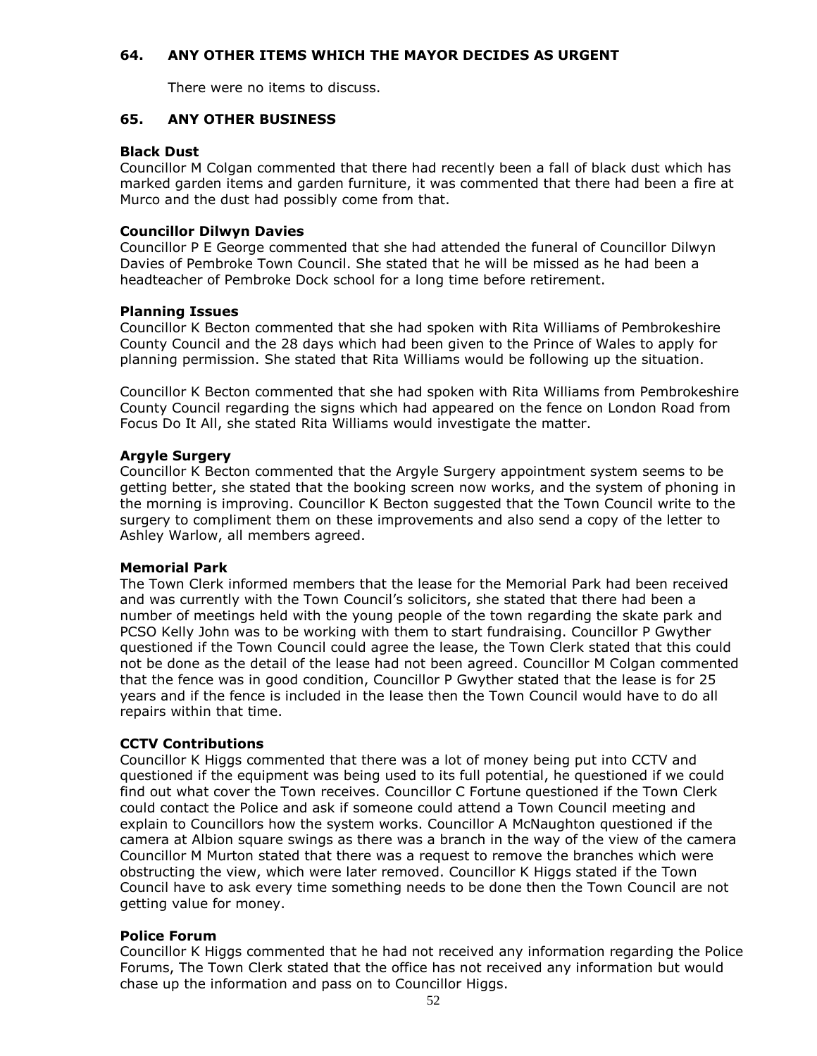## 64. ANY OTHER ITEMS WHICH THE MAYOR DECIDES AS URGENT

There were no items to discuss.

## 65. ANY OTHER BUSINESS

**Black Dust**

Councillor M Colgan commented that there had recently been a fall of black dust which has marked garden items and garden furniture, it was commented that there had been a fire at Murco and the dust had possibly come from that.

**Councillor Dilwyn Davies**

Councillor P E George commented that she had attended the funeral of Councillor Dilwyn Davies of Pembroke Town Council. She stated that he will be missed as he had been a headteacher of Pembroke Dock school for a long time before retirement.

**Planning Issues**

Councillor K Becton commented that she had spoken with Rita Williams of Pembrokeshire County Council and the 28 days which had been given to the Prince of Wales to apply for planning permission. She stated that Rita Williams would be following up the situation.

Councillor K Becton commented that she had spoken with Rita Williams from Pembrokeshire County Council regarding the signs which had appeared on the fence on London Road from Focus Do It All, she stated Rita Williams would investigate the matter.

**Argyle Surgery**

Councillor K Becton commented that the Argyle Surgery appointment system seems to be getting better, she stated that the booking screen now works, and the system of phoning in the morning is improving. Councillor K Becton suggested that the Town Council write to the surgery to compliment them on these improvements and also send a copy of the letter to Ashley Warlow, all members agreed.

**Memorial Park**

The Town Clerk informed members that the lease for the Memorial Park had been received and was currently with the Town Council's solicitors, she stated that there had been a number of meetings held with the young people of the town regarding the skate park and PCSO Kelly John was to be working with them to start fundraising. Councillor P Gwyther questioned if the Town Council could agree the lease, the Town Clerk stated that this could not be done as the detail of the lease had not been agreed. Councillor M Colgan commented that the fence was in good condition, Councillor P Gwyther stated that the lease is for 25 years and if the fence is included in the lease then the Town Council would have to do all repairs within that time.

**CCTV Contributions**

Councillor K Higgs commented that there was a lot of money being put into CCTV and questioned if the equipment was being used to its full potential, he questioned if we could find out what cover the Town receives. Councillor C Fortune questioned if the Town Clerk could contact the Police and ask if someone could attend a Town Council meeting and explain to Councillors how the system works. Councillor A McNaughton questioned if the camera at Albion square swings as there was a branch in the way of the view of the camera Councillor M Murton stated that there was a request to remove the branches which were obstructing the view, which were later removed. Councillor K Higgs stated if the Town Council have to ask every time something needs to be done then the Town Council are not getting value for money.

**Police Forum**

Councillor K Higgs commented that he had not received any information regarding the Police Forums, The Town Clerk stated that the office has not received any information but would chase up the information and pass on to Councillor Higgs.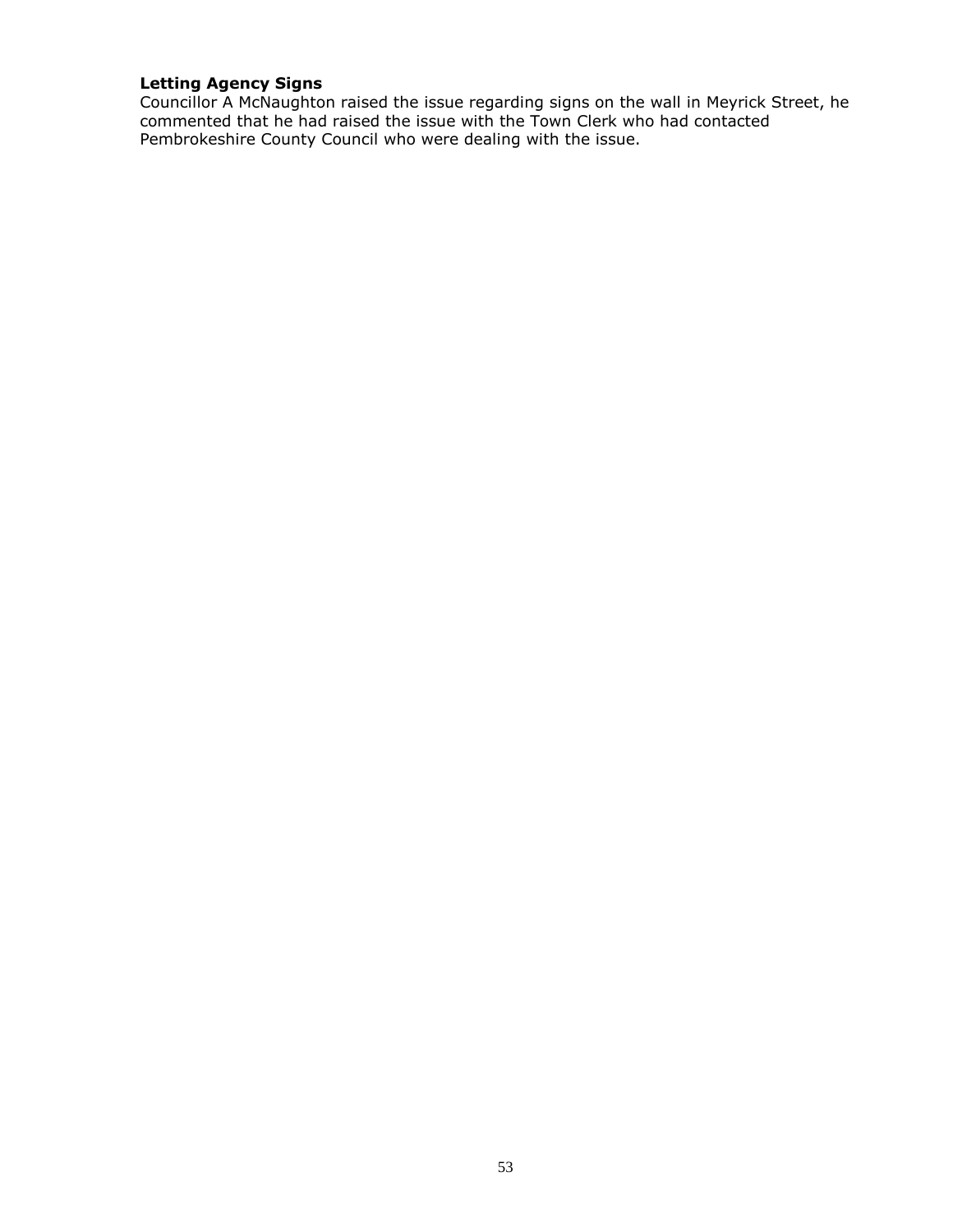**Letting Agency Signs**

Councillor A McNaughton raised the issue regarding signs on the wall in Meyrick Street, he commented that he had raised the issue with the Town Clerk who had contacted Pembrokeshire County Council who were dealing with the issue.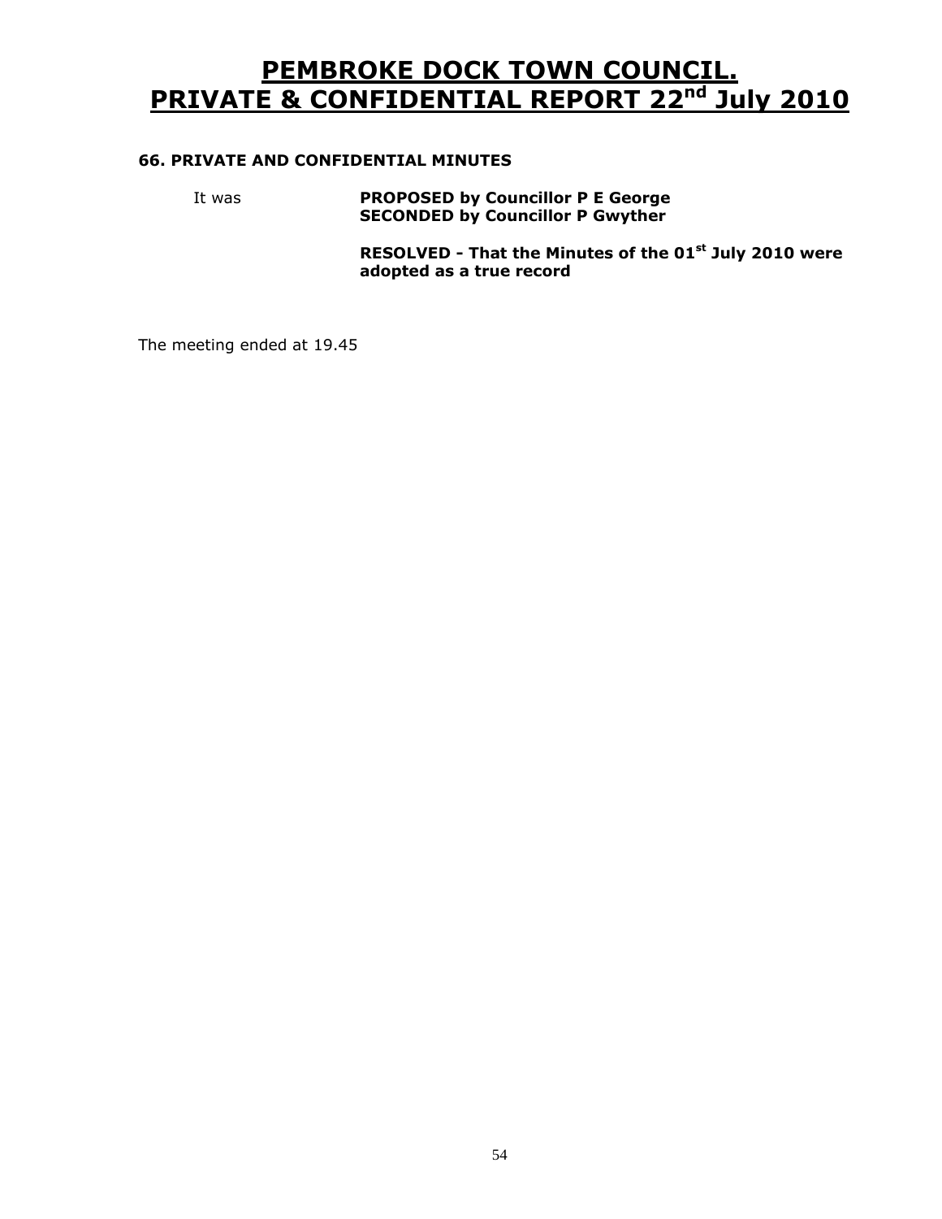# PEMBROKE DOCK TOWN COUNCIL.
# PRIVATE & CONFIDENTIAL REPORT 22nd July 2010

**66. PRIVATE AND CONFIDENTIAL MINUTES**

It was **PROPOSED by Councillor P E George**
**SECONDED by Councillor P Gwyther**

**RESOLVED - That the Minutes of the 01st July 2010 were adopted as a true record**

The meeting ended at 19.45